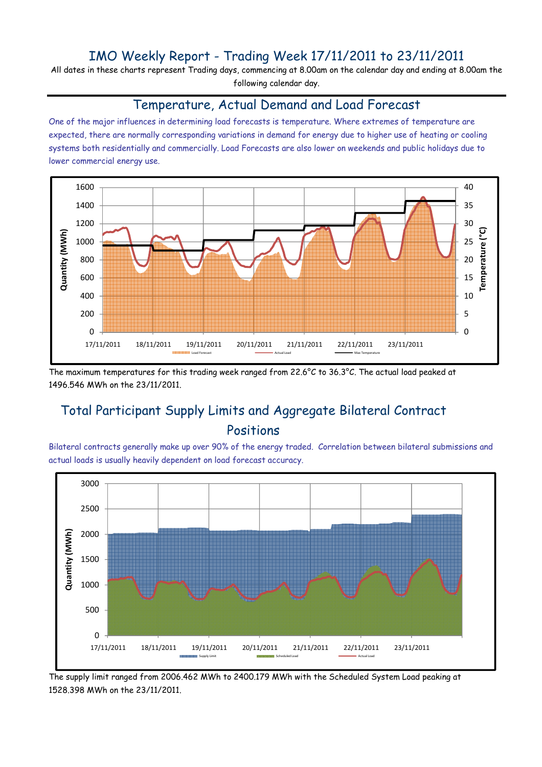# IMO Weekly Report - Trading Week 17/11/2011 to 23/11/2011

All dates in these charts represent Trading days, commencing at 8.00am on the calendar day and ending at 8.00am the following calendar day.

## Temperature, Actual Demand and Load Forecast

One of the major influences in determining load forecasts is temperature. Where extremes of temperature are expected, there are normally corresponding variations in demand for energy due to higher use of heating or cooling systems both residentially and commercially. Load Forecasts are also lower on weekends and public holidays due to lower commercial energy use.

The maximum temperatures for this trading week ranged from 22.6°C to 36.3°C. The actual load peaked at 1496.546 MWh on the 23/11/2011.

## Total Participant Supply Limits and Aggregate Bilateral Contract Positions

Bilateral contracts generally make up over 90% of the energy traded. Correlation between bilateral submissions and actual loads is usually heavily dependent on load forecast accuracy.

The supply limit ranged from 2006.462 MWh to 2400.179 MWh with the Scheduled System Load peaking at 1528.398 MWh on the 23/11/2011.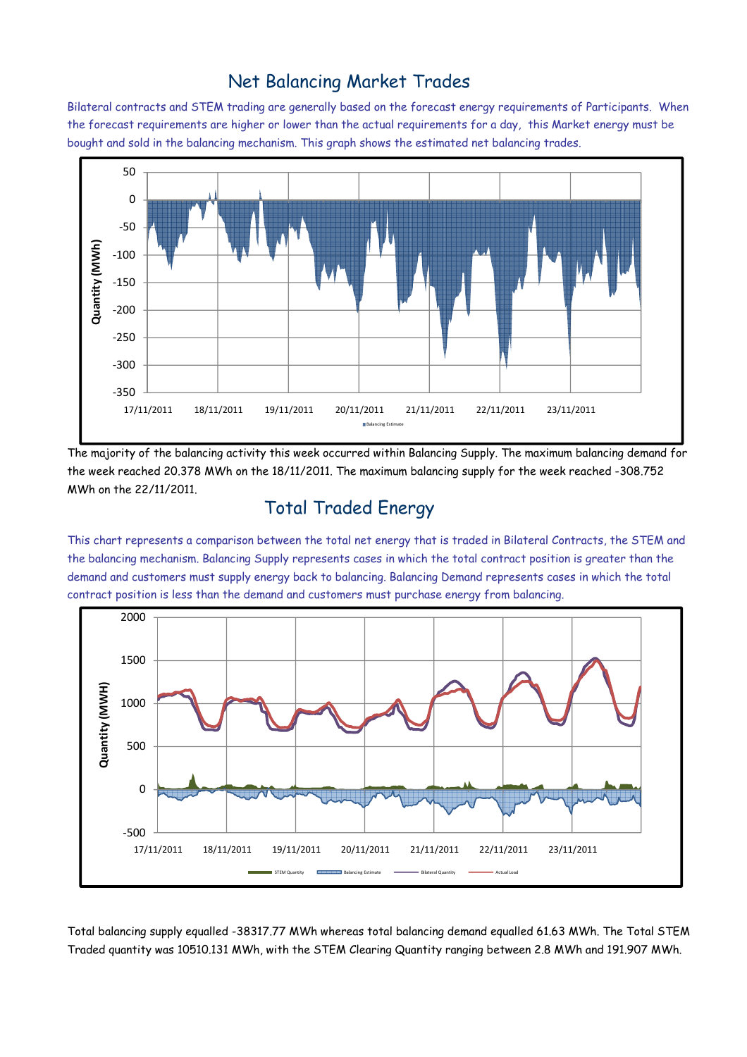# Net Balancing Market Trades

Bilateral contracts and STEM trading are generally based on the forecast energy requirements of Participants. When the forecast requirements are higher or lower than the actual requirements for a day, this Market energy must be bought and sold in the balancing mechanism. This graph shows the estimated net balancing trades.

The majority of the balancing activity this week occurred within Balancing Supply. The maximum balancing demand for the week reached 20.378 MWh on the 18/11/2011. The maximum balancing supply for the week reached -308.752 MWh on the 22/11/2011.

# Total Traded Energy

This chart represents a comparison between the total net energy that is traded in Bilateral Contracts, the STEM and the balancing mechanism. Balancing Supply represents cases in which the total contract position is greater than the demand and customers must supply energy back to balancing. Balancing Demand represents cases in which the total contract position is less than the demand and customers must purchase energy from balancing.

Total balancing supply equalled -38317.77 MWh whereas total balancing demand equalled 61.63 MWh. The Total STEM Traded quantity was 10510.131 MWh, with the STEM Clearing Quantity ranging between 2.8 MWh and 191.907 MWh.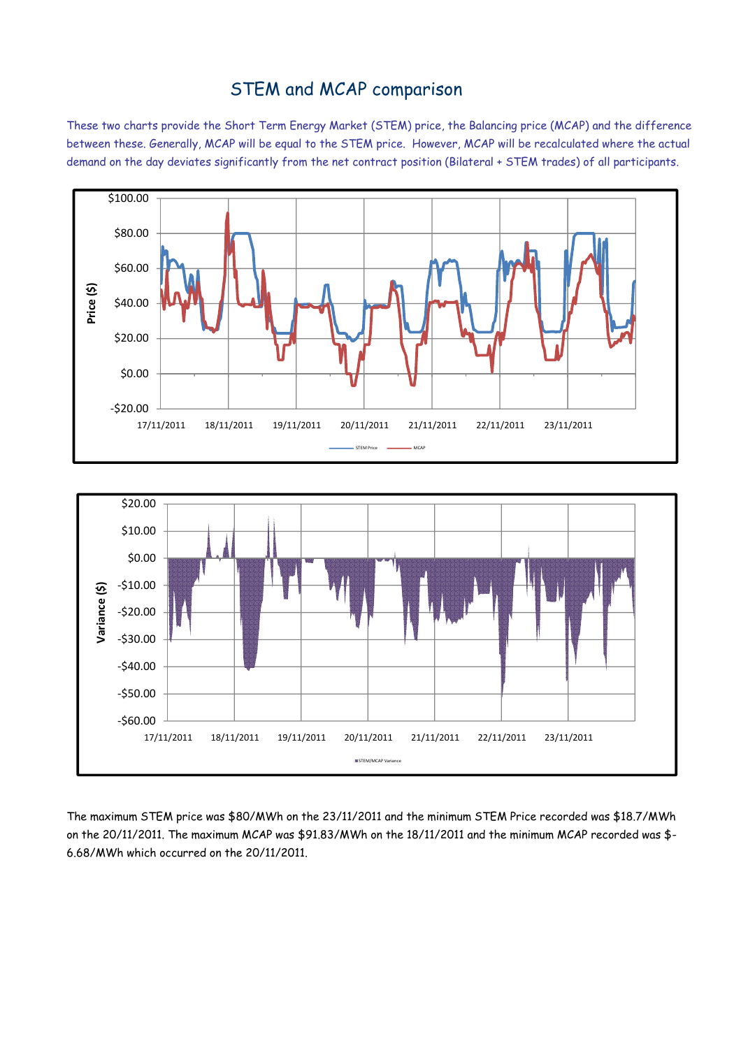# STEM and MCAP comparison

These two charts provide the Short Term Energy Market (STEM) price, the Balancing price (MCAP) and the difference between these. Generally, MCAP will be equal to the STEM price. However, MCAP will be recalculated where the actual demand on the day deviates significantly from the net contract position (Bilateral + STEM trades) of all participants.

Price ($)

$100.00
$80.00
$60.00
$40.00
$20.00
$0.00
-$20.00

17/11/2011 18/11/2011 19/11/2011 20/11/2011 21/11/2011 22/11/2011 23/11/2011

STEM Price MCAP

Variance ($)

$20.00
$10.00
$0.00
-$10.00
-$20.00
-$30.00
-$40.00
-$50.00
-$60.00

17/11/2011 18/11/2011 19/11/2011 20/11/2011 21/11/2011 22/11/2011 23/11/2011

STEM/MCAP Variance

The maximum STEM price was $80/MWh on the 23/11/2011 and the minimum STEM Price recorded was $18.7/MWh on the 20/11/2011. The maximum MCAP was $91.83/MWh on the 18/11/2011 and the minimum MCAP recorded was $-6.68/MWh which occurred on the 20/11/2011.